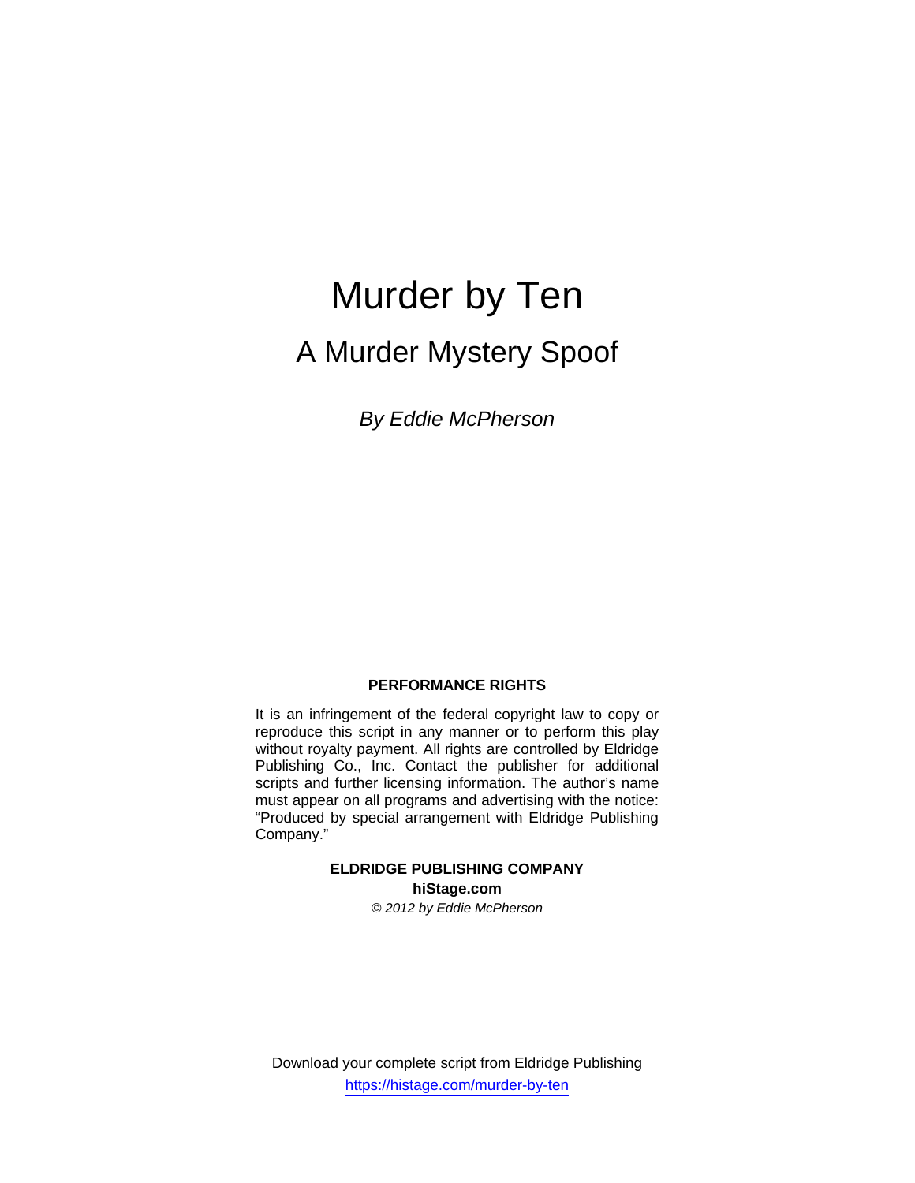# Murder by Ten

## A Murder Mystery Spoof

*By Eddie McPherson*

**PERFORMANCE RIGHTS**

It is an infringement of the federal copyright law to copy or reproduce this script in any manner or to perform this play without royalty payment. All rights are controlled by Eldridge Publishing Co., Inc. Contact the publisher for additional scripts and further licensing information. The author's name must appear on all programs and advertising with the notice: "Produced by special arrangement with Eldridge Publishing Company."

**ELDRIDGE PUBLISHING COMPANY**

**hiStage.com**

*© 2012 by Eddie McPherson*

Download your complete script from Eldridge Publishing

https://histage.com/murder-by-ten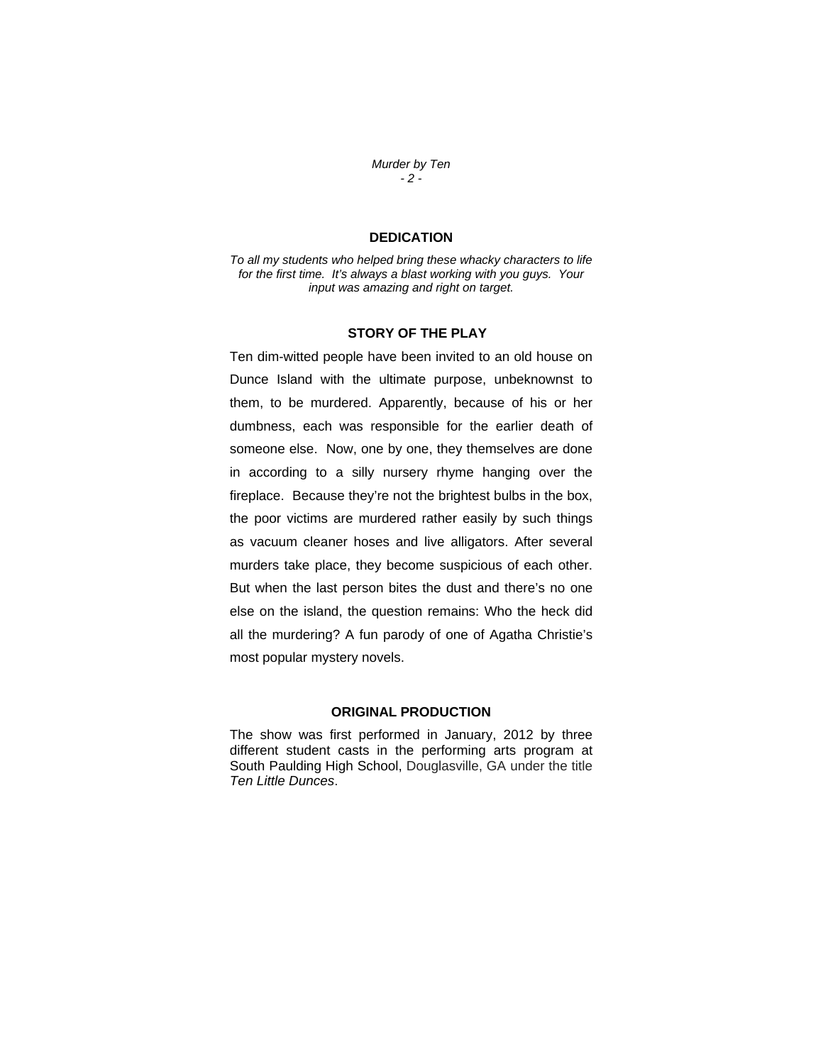## DEDICATION

*To all my students who helped bring these whacky characters to life for the first time. It's always a blast working with you guys. Your input was amazing and right on target.*

## STORY OF THE PLAY

Ten dim-witted people have been invited to an old house on Dunce Island with the ultimate purpose, unbeknownst to them, to be murdered. Apparently, because of his or her dumbness, each was responsible for the earlier death of someone else. Now, one by one, they themselves are done in according to a silly nursery rhyme hanging over the fireplace. Because they're not the brightest bulbs in the box, the poor victims are murdered rather easily by such things as vacuum cleaner hoses and live alligators. After several murders take place, they become suspicious of each other. But when the last person bites the dust and there's no one else on the island, the question remains: Who the heck did all the murdering? A fun parody of one of Agatha Christie's most popular mystery novels.

## ORIGINAL PRODUCTION

The show was first performed in January, 2012 by three different student casts in the performing arts program at South Paulding High School, Douglasville, GA under the title *Ten Little Dunces*.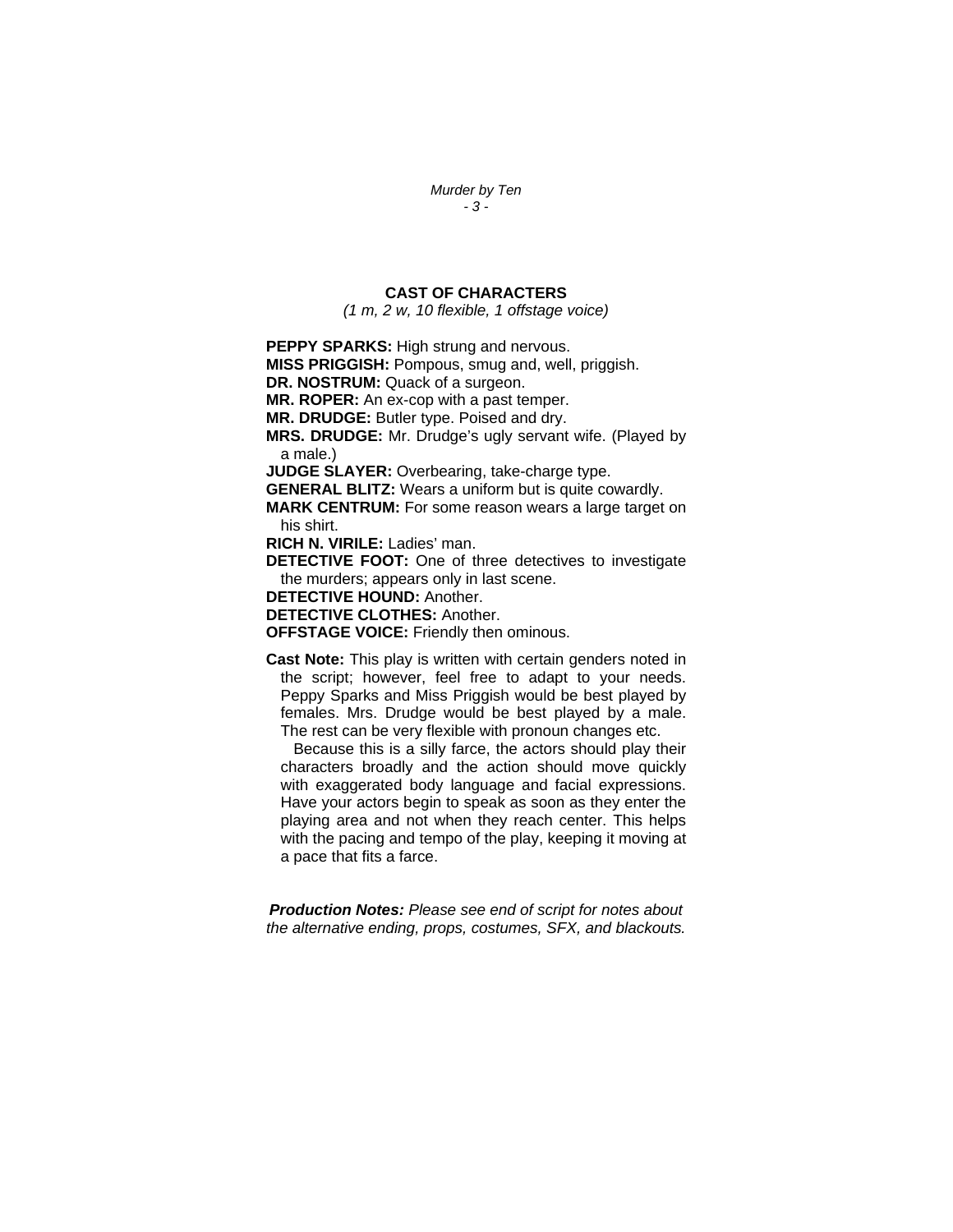## CAST OF CHARACTERS

*(1 m, 2 w, 10 flexible, 1 offstage voice)*

**PEPPY SPARKS:** High strung and nervous.
**MISS PRIGGISH:** Pompous, smug and, well, priggish.
**DR. NOSTRUM:** Quack of a surgeon.
**MR. ROPER:** An ex-cop with a past temper.
**MR. DRUDGE:** Butler type. Poised and dry.
**MRS. DRUDGE:** Mr. Drudge's ugly servant wife. (Played by a male.)
**JUDGE SLAYER:** Overbearing, take-charge type.
**GENERAL BLITZ:** Wears a uniform but is quite cowardly.
**MARK CENTRUM:** For some reason wears a large target on his shirt.
**RICH N. VIRILE:** Ladies' man.
**DETECTIVE FOOT:** One of three detectives to investigate the murders; appears only in last scene.
**DETECTIVE HOUND:** Another.
**DETECTIVE CLOTHES:** Another.
**OFFSTAGE VOICE:** Friendly then ominous.

**Cast Note:** This play is written with certain genders noted in the script; however, feel free to adapt to your needs. Peppy Sparks and Miss Priggish would be best played by females. Mrs. Drudge would be best played by a male. The rest can be very flexible with pronoun changes etc.

Because this is a silly farce, the actors should play their characters broadly and the action should move quickly with exaggerated body language and facial expressions. Have your actors begin to speak as soon as they enter the playing area and not when they reach center. This helps with the pacing and tempo of the play, keeping it moving at a pace that fits a farce.

***Production Notes:*** *Please see end of script for notes about the alternative ending, props, costumes, SFX, and blackouts.*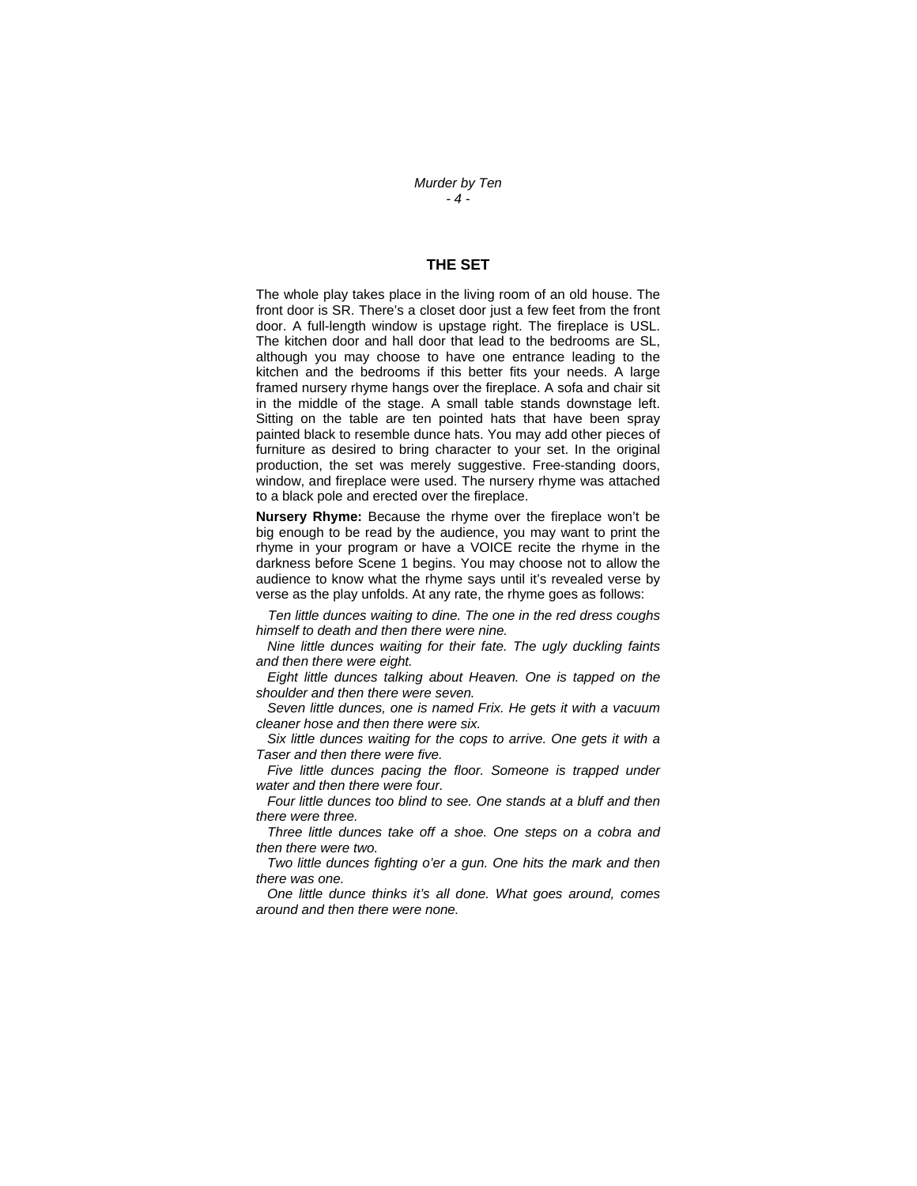## THE SET

The whole play takes place in the living room of an old house. The front door is SR. There's a closet door just a few feet from the front door. A full-length window is upstage right. The fireplace is USL. The kitchen door and hall door that lead to the bedrooms are SL, although you may choose to have one entrance leading to the kitchen and the bedrooms if this better fits your needs. A large framed nursery rhyme hangs over the fireplace. A sofa and chair sit in the middle of the stage. A small table stands downstage left. Sitting on the table are ten pointed hats that have been spray painted black to resemble dunce hats. You may add other pieces of furniture as desired to bring character to your set. In the original production, the set was merely suggestive. Free-standing doors, window, and fireplace were used. The nursery rhyme was attached to a black pole and erected over the fireplace.

**Nursery Rhyme:** Because the rhyme over the fireplace won't be big enough to be read by the audience, you may want to print the rhyme in your program or have a VOICE recite the rhyme in the darkness before Scene 1 begins. You may choose not to allow the audience to know what the rhyme says until it's revealed verse by verse as the play unfolds. At any rate, the rhyme goes as follows:

*Ten little dunces waiting to dine. The one in the red dress coughs himself to death and then there were nine.*

*Nine little dunces waiting for their fate. The ugly duckling faints and then there were eight.*

*Eight little dunces talking about Heaven. One is tapped on the shoulder and then there were seven.*

*Seven little dunces, one is named Frix. He gets it with a vacuum cleaner hose and then there were six.*

*Six little dunces waiting for the cops to arrive. One gets it with a Taser and then there were five.*

*Five little dunces pacing the floor. Someone is trapped under water and then there were four.*

*Four little dunces too blind to see. One stands at a bluff and then there were three.*

*Three little dunces take off a shoe. One steps on a cobra and then there were two.*

*Two little dunces fighting o'er a gun. One hits the mark and then there was one.*

*One little dunce thinks it's all done. What goes around, comes around and then there were none.*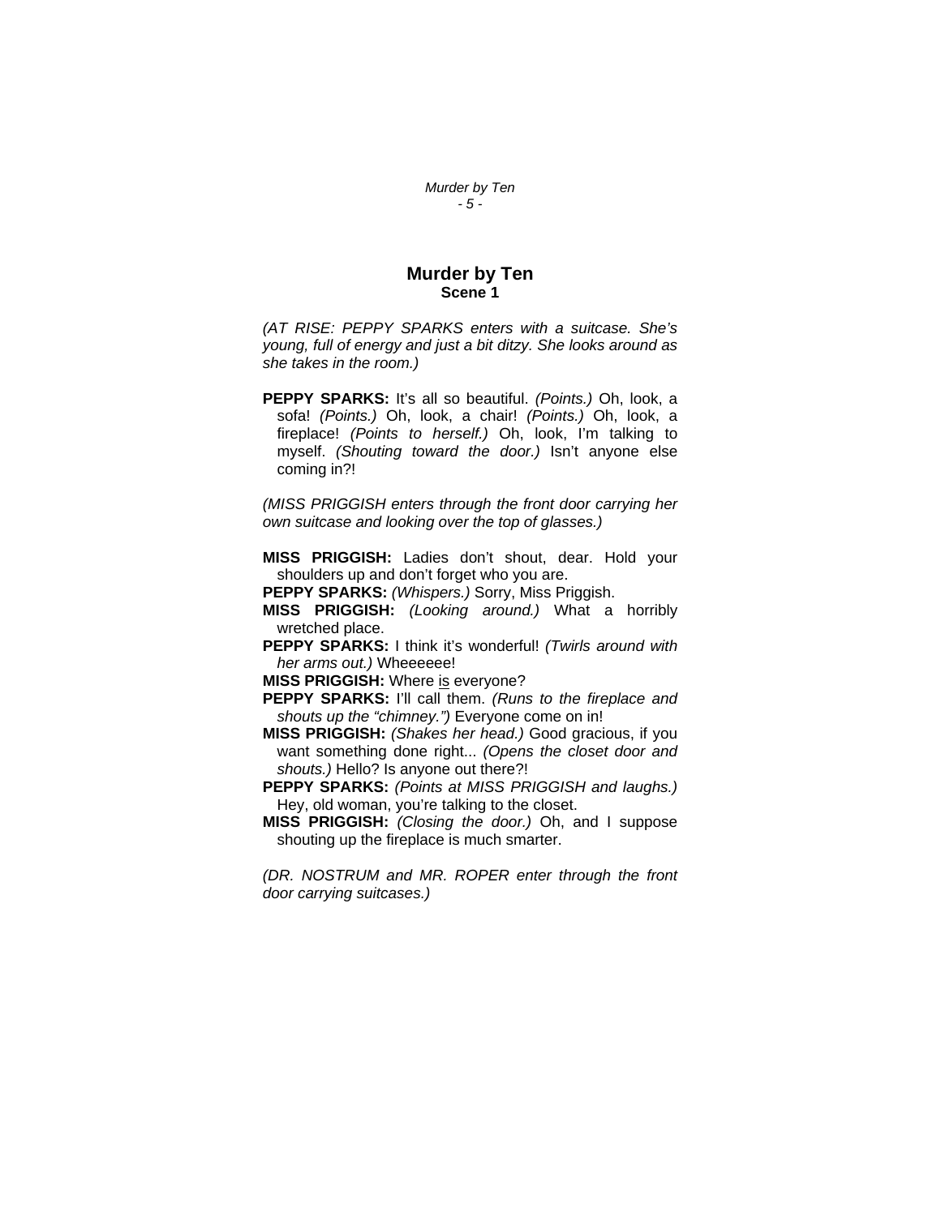# Murder by Ten
## Scene 1

*(AT RISE: PEPPY SPARKS enters with a suitcase. She's young, full of energy and just a bit ditzy. She looks around as she takes in the room.)*

**PEPPY SPARKS:** It's all so beautiful. *(Points.)* Oh, look, a sofa! *(Points.)* Oh, look, a chair! *(Points.)* Oh, look, a fireplace! *(Points to herself.)* Oh, look, I'm talking to myself. *(Shouting toward the door.)* Isn't anyone else coming in?!

*(MISS PRIGGISH enters through the front door carrying her own suitcase and looking over the top of glasses.)*

**MISS PRIGGISH:** Ladies don't shout, dear. Hold your shoulders up and don't forget who you are.

**PEPPY SPARKS:** *(Whispers.)* Sorry, Miss Priggish.

**MISS PRIGGISH:** *(Looking around.)* What a horribly wretched place.

**PEPPY SPARKS:** I think it's wonderful! *(Twirls around with her arms out.)* Wheeeeee!

**MISS PRIGGISH:** Where <u>is</u> everyone?

**PEPPY SPARKS:** I'll call them. *(Runs to the fireplace and shouts up the "chimney.")* Everyone come on in!

**MISS PRIGGISH:** *(Shakes her head.)* Good gracious, if you want something done right... *(Opens the closet door and shouts.)* Hello? Is anyone out there?!

**PEPPY SPARKS:** *(Points at MISS PRIGGISH and laughs.)* Hey, old woman, you're talking to the closet.

**MISS PRIGGISH:** *(Closing the door.)* Oh, and I suppose shouting up the fireplace is much smarter.

*(DR. NOSTRUM and MR. ROPER enter through the front door carrying suitcases.)*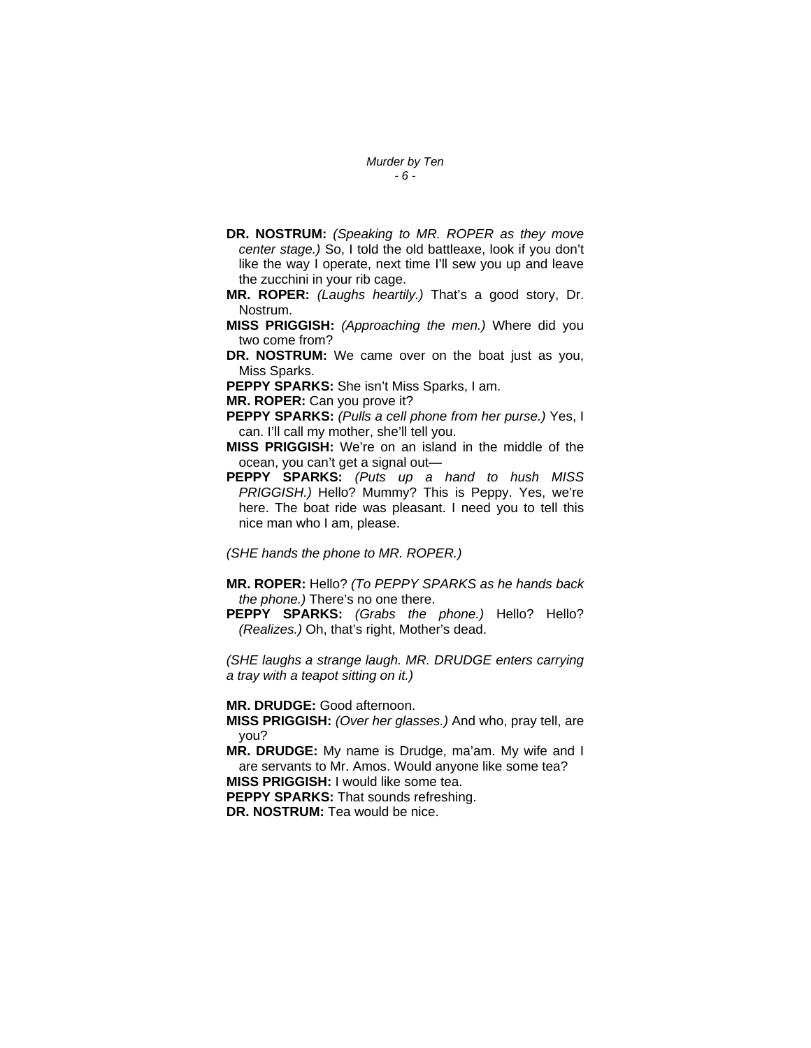**DR. NOSTRUM:** *(Speaking to MR. ROPER as they move center stage.)* So, I told the old battleaxe, look if you don't like the way I operate, next time I'll sew you up and leave the zucchini in your rib cage.

**MR. ROPER:** *(Laughs heartily.)* That's a good story, Dr. Nostrum.

**MISS PRIGGISH:** *(Approaching the men.)* Where did you two come from?

**DR. NOSTRUM:** We came over on the boat just as you, Miss Sparks.

**PEPPY SPARKS:** She isn't Miss Sparks, I am.

**MR. ROPER:** Can you prove it?

**PEPPY SPARKS:** *(Pulls a cell phone from her purse.)* Yes, I can. I'll call my mother, she'll tell you.

**MISS PRIGGISH:** We're on an island in the middle of the ocean, you can't get a signal out—

**PEPPY SPARKS:** *(Puts up a hand to hush MISS PRIGGISH.)* Hello? Mummy? This is Peppy. Yes, we're here. The boat ride was pleasant. I need you to tell this nice man who I am, please.

*(SHE hands the phone to MR. ROPER.)*

**MR. ROPER:** Hello? *(To PEPPY SPARKS as he hands back the phone.)* There's no one there.

**PEPPY SPARKS:** *(Grabs the phone.)* Hello? Hello? *(Realizes.)* Oh, that's right, Mother's dead.

*(SHE laughs a strange laugh. MR. DRUDGE enters carrying a tray with a teapot sitting on it.)*

**MR. DRUDGE:** Good afternoon.

**MISS PRIGGISH:** *(Over her glasses.)* And who, pray tell, are you?

**MR. DRUDGE:** My name is Drudge, ma'am. My wife and I are servants to Mr. Amos. Would anyone like some tea?

**MISS PRIGGISH:** I would like some tea.

**PEPPY SPARKS:** That sounds refreshing.

**DR. NOSTRUM:** Tea would be nice.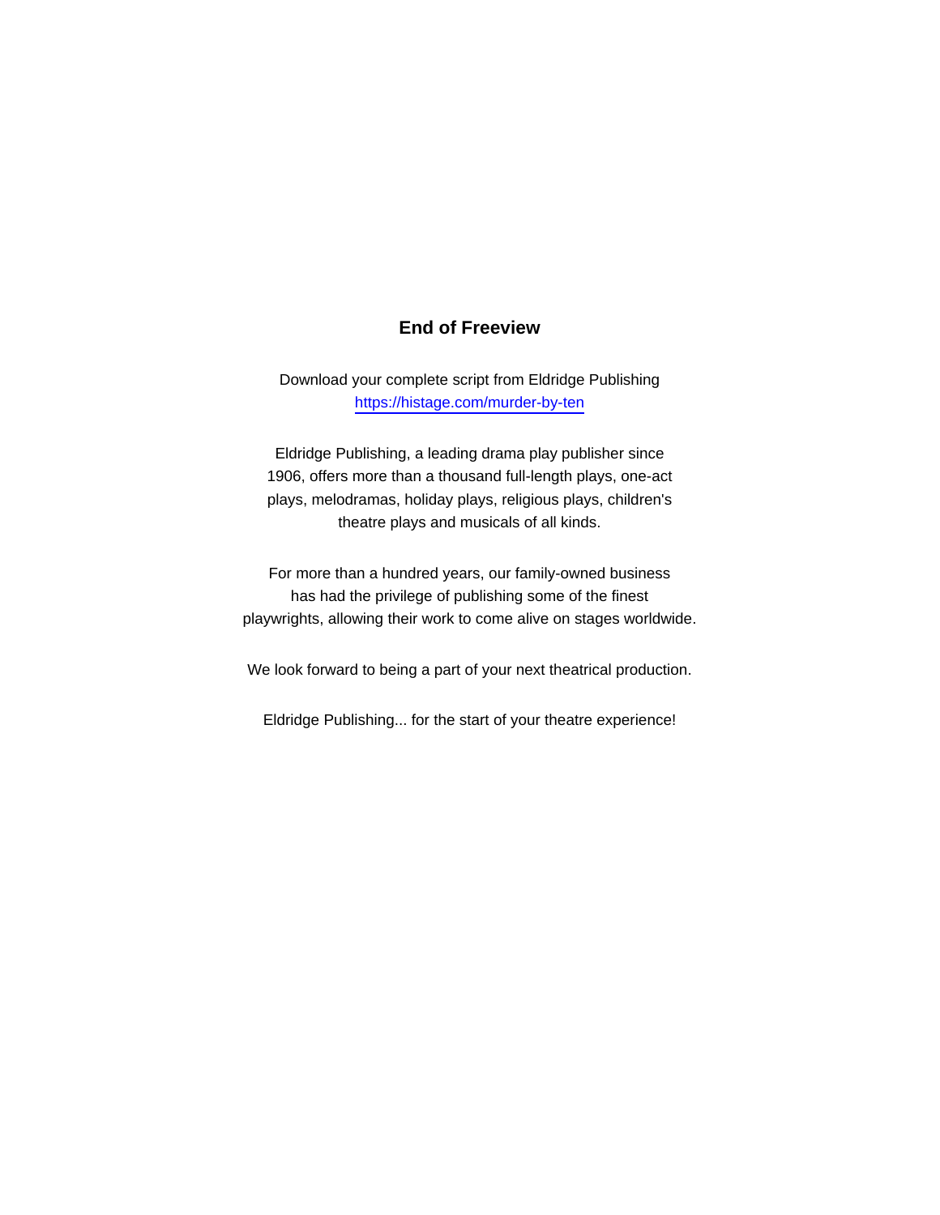## End of Freeview

Download your complete script from Eldridge Publishing
https://histage.com/murder-by-ten

Eldridge Publishing, a leading drama play publisher since 1906, offers more than a thousand full-length plays, one-act plays, melodramas, holiday plays, religious plays, children's theatre plays and musicals of all kinds.

For more than a hundred years, our family-owned business has had the privilege of publishing some of the finest playwrights, allowing their work to come alive on stages worldwide.

We look forward to being a part of your next theatrical production.

Eldridge Publishing... for the start of your theatre experience!